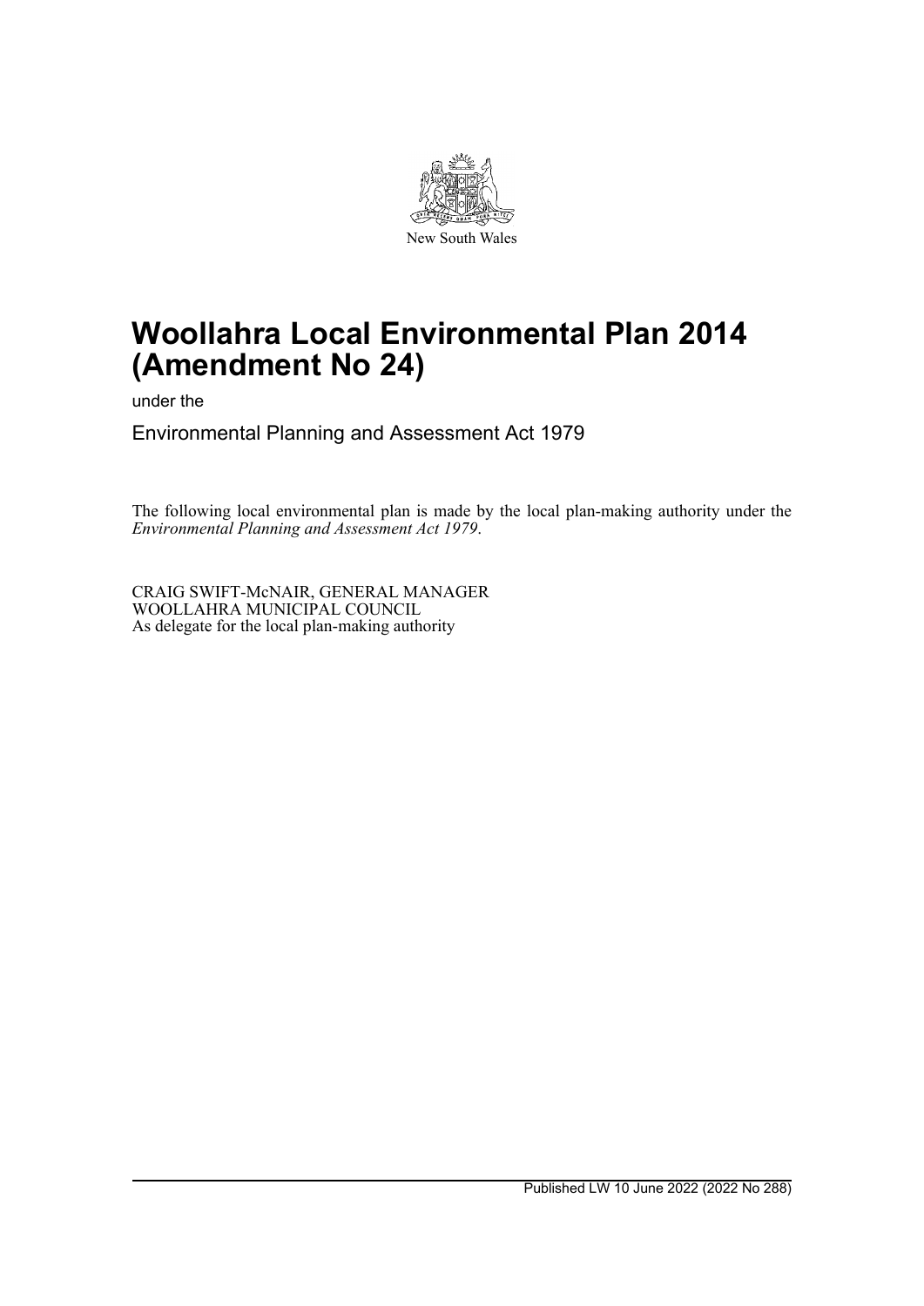New South Wales

# Woollahra Local Environmental Plan 2014 (Amendment No 24)

under the

Environmental Planning and Assessment Act 1979

The following local environmental plan is made by the local plan-making authority under the *Environmental Planning and Assessment Act 1979*.

CRAIG SWIFT-McNAIR, GENERAL MANAGER
WOOLLAHRA MUNICIPAL COUNCIL
As delegate for the local plan-making authority

Published LW 10 June 2022 (2022 No 288)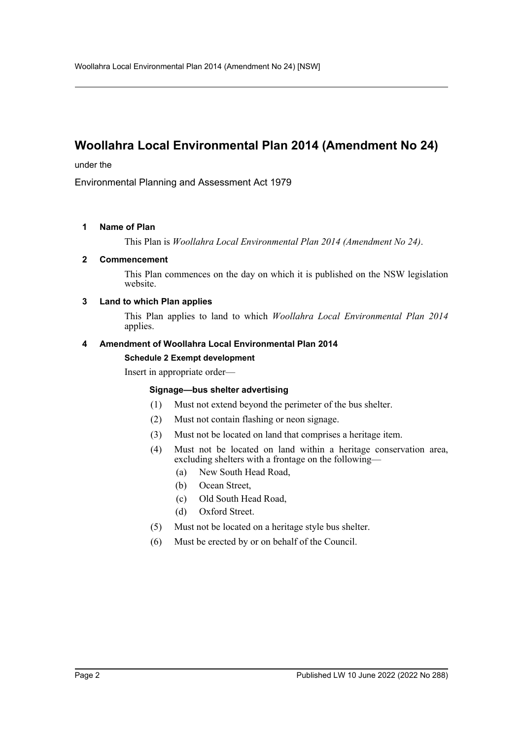# Woollahra Local Environmental Plan 2014 (Amendment No 24)

under the

Environmental Planning and Assessment Act 1979

### 1 Name of Plan

This Plan is *Woollahra Local Environmental Plan 2014 (Amendment No 24)*.

### 2 Commencement

This Plan commences on the day on which it is published on the NSW legislation website.

### 3 Land to which Plan applies

This Plan applies to land to which *Woollahra Local Environmental Plan 2014* applies.

### 4 Amendment of Woollahra Local Environmental Plan 2014

**Schedule 2 Exempt development**

Insert in appropriate order—

**Signage—bus shelter advertising**

(1) Must not extend beyond the perimeter of the bus shelter.

(2) Must not contain flashing or neon signage.

(3) Must not be located on land that comprises a heritage item.

(4) Must not be located on land within a heritage conservation area, excluding shelters with a frontage on the following—

- (a) New South Head Road,
- (b) Ocean Street,
- (c) Old South Head Road,
- (d) Oxford Street.

(5) Must not be located on a heritage style bus shelter.

(6) Must be erected by or on behalf of the Council.